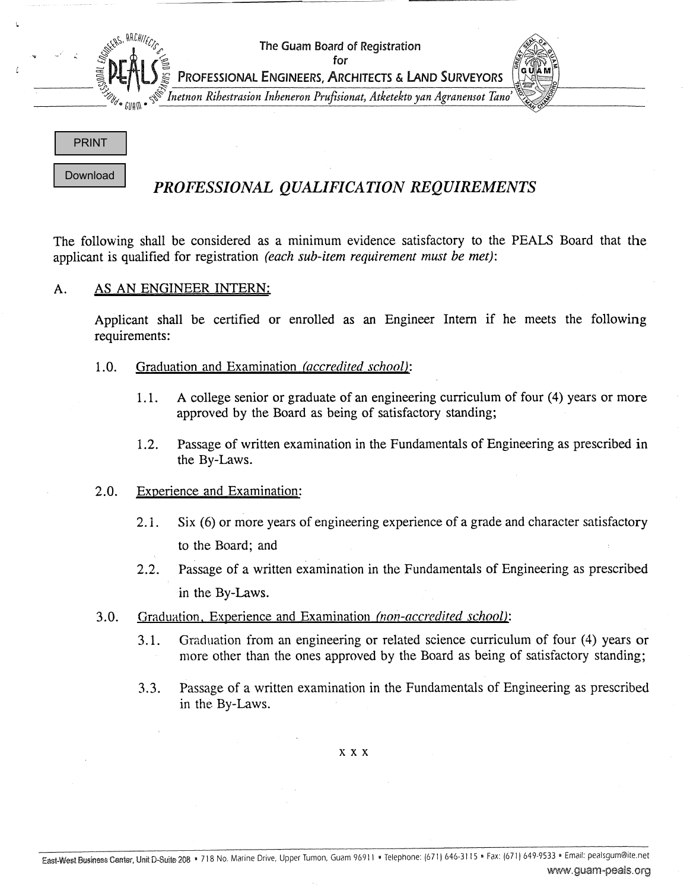The Guam Board of Registration for PROFESSIONAL ENGINEERS, ARCHITECTS & LAND SURVEYORS

*Inetnon Ribestrasion Inheneron Prufisionat, Atketekto yan Agranensot Tano'*

# PROFESSIONAL QUALIFICATION REQUIREMENTS

The following shall be considered as a minimum evidence satisfactory to the PEALS Board that the applicant is qualified for registration *(each sub-item requirement must be met)*:

## A. AS AN ENGINEER INTERN:

Applicant shall be certified or enrolled as an Engineer Intern if he meets the following requirements:

1.0. Graduation and Examination *(accredited school)*:

- 1.1. A college senior or graduate of an engineering curriculum of four (4) years or more approved by the Board as being of satisfactory standing;
- 1.2. Passage of written examination in the Fundamentals of Engineering as prescribed in the By-Laws.

2.0. Experience and Examination:

- 2.1. Six (6) or more years of engineering experience of a grade and character satisfactory to the Board; and
- 2.2. Passage of a written examination in the Fundamentals of Engineering as prescribed in the By-Laws.

3.0. Graduation, Experience and Examination *(non-accredited school)*:

- 3.1. Graduation from an engineering or related science curriculum of four (4) years or more other than the ones approved by the Board as being of satisfactory standing;
- 3.3. Passage of a written examination in the Fundamentals of Engineering as prescribed in the By-Laws.

x x x

East-West Business Center, Unit D-Suite 208 • 718 No. Marine Drive, Upper Tumon, Guam 96911 • Telephone: (671) 646-3115 • Fax: (671) 649-9533 • Email: pealsgum@ite.net

www.guam-peals.org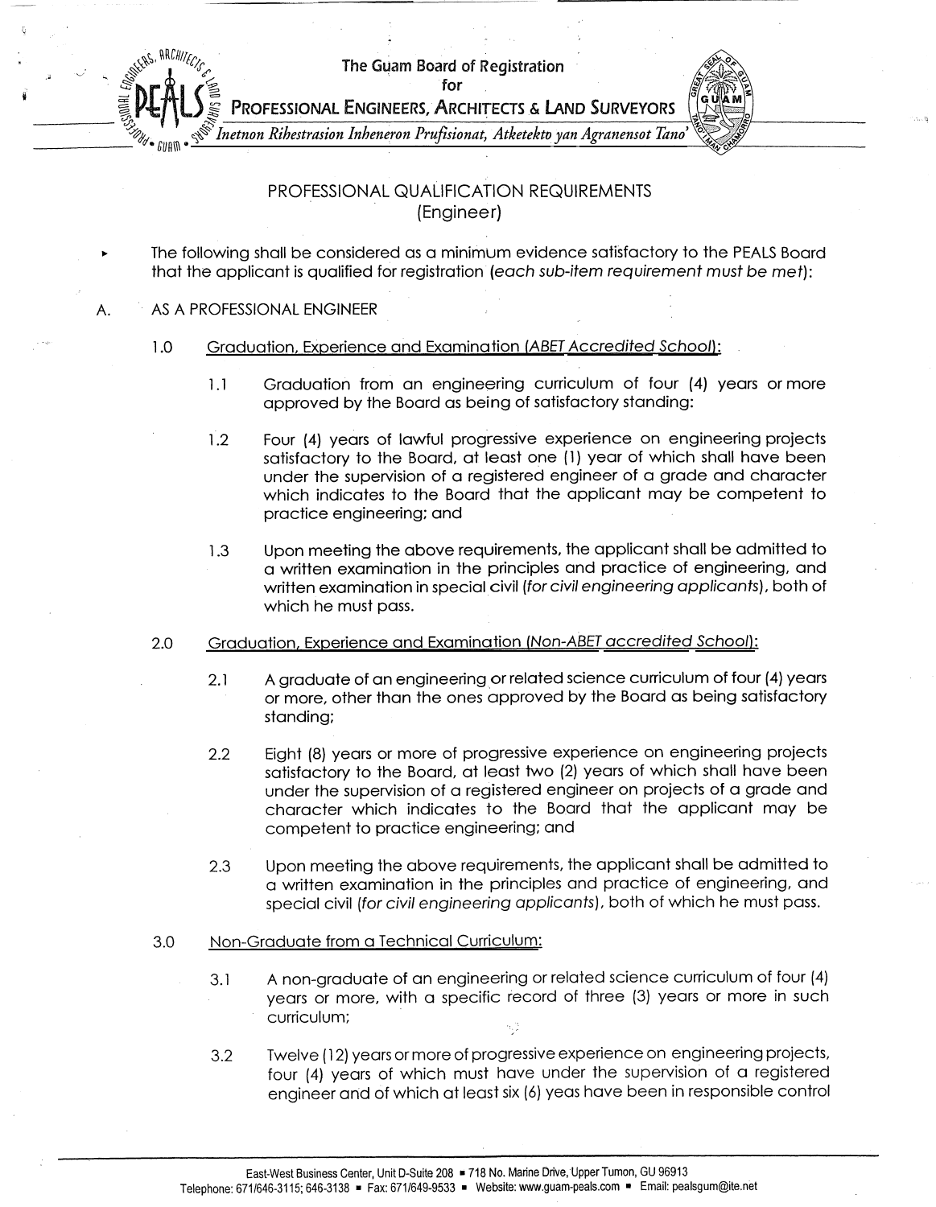The Guam Board of Registration for

**PROFESSIONAL ENGINEERS, ARCHITECTS & LAND SURVEYORS**

*Inetnon Ribestrasion Inheneron Prufisionat, Atketekto yan Agranensot Tano'*

# PROFESSIONAL QUALIFICATION REQUIREMENTS
## (Engineer)

- The following shall be considered as a minimum evidence satisfactory to the PEALS Board that the applicant is qualified for registration (*each sub-item requirement must be met*):

A. AS A PROFESSIONAL ENGINEER

1.0 Graduation, Experience and Examination (ABET Accredited School):

1.1 Graduation from an engineering curriculum of four (4) years or more approved by the Board as being of satisfactory standing:

1.2 Four (4) years of lawful progressive experience on engineering projects satisfactory to the Board, at least one (1) year of which shall have been under the supervision of a registered engineer of a grade and character which indicates to the Board that the applicant may be competent to practice engineering; and

1.3 Upon meeting the above requirements, the applicant shall be admitted to a written examination in the principles and practice of engineering, and written examination in special civil (*for civil engineering applicants*), both of which he must pass.

2.0 Graduation, Experience and Examination (Non-ABET accredited School):

2.1 A graduate of an engineering or related science curriculum of four (4) years or more, other than the ones approved by the Board as being satisfactory standing;

2.2 Eight (8) years or more of progressive experience on engineering projects satisfactory to the Board, at least two (2) years of which shall have been under the supervision of a registered engineer on projects of a grade and character which indicates to the Board that the applicant may be competent to practice engineering; and

2.3 Upon meeting the above requirements, the applicant shall be admitted to a written examination in the principles and practice of engineering, and special civil (*for civil engineering applicants*), both of which he must pass.

3.0 Non-Graduate from a Technical Curriculum:

3.1 A non-graduate of an engineering or related science curriculum of four (4) years or more, with a specific record of three (3) years or more in such curriculum;

3.2 Twelve (12) years or more of progressive experience on engineering projects, four (4) years of which must have under the supervision of a registered engineer and of which at least six (6) yeas have been in responsible control

East-West Business Center, Unit D-Suite 208 ▪ 718 No. Marine Drive, Upper Tumon, GU 96913
Telephone: 671/646-3115; 646-3138 ▪ Fax: 671/649-9533 ▪ Website: www.guam-peals.com ▪ Email: pealsgum@ite.net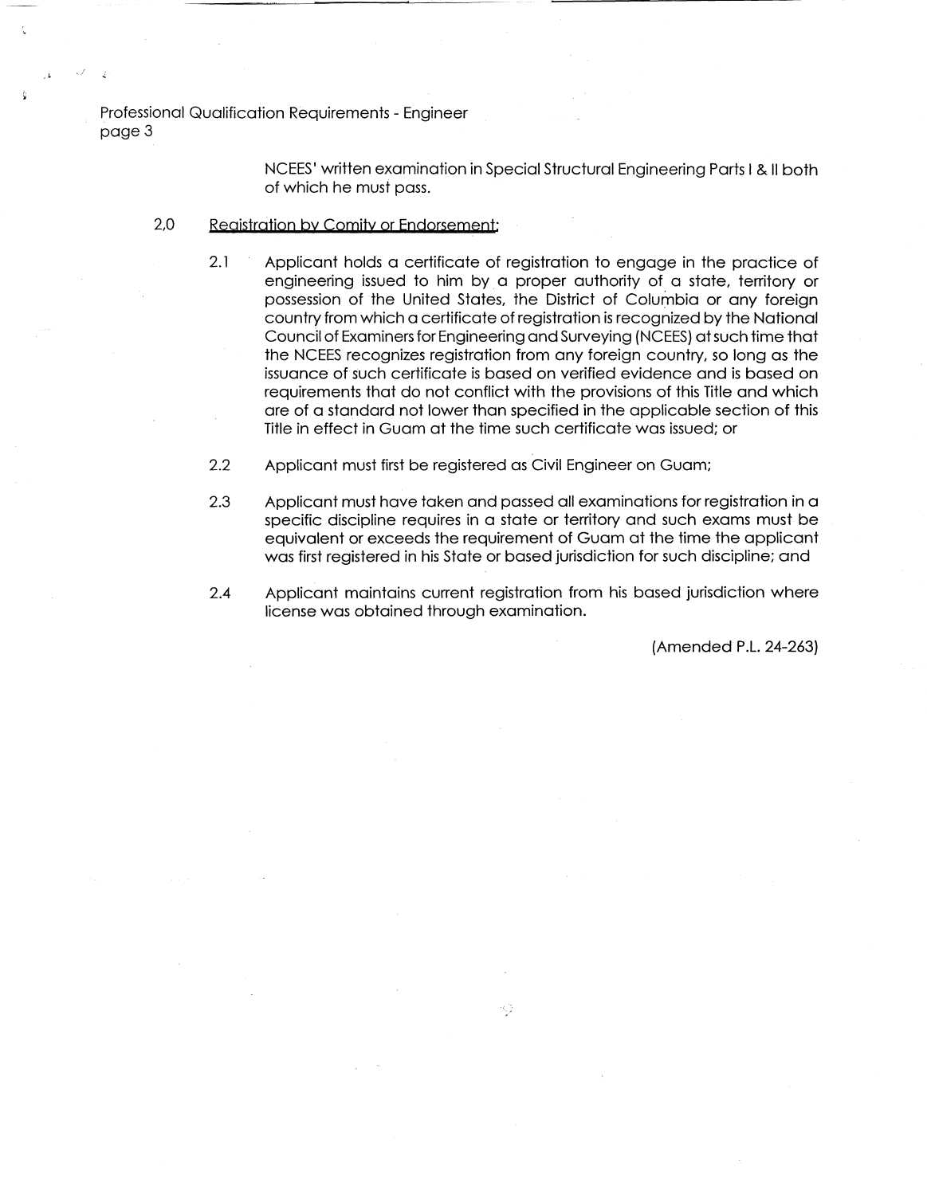NCEES' written examination in Special Structural Engineering Parts I & II both of which he must pass.

2,0 Registration by Comity or Endorsement:

2.1 Applicant holds a certificate of registration to engage in the practice of engineering issued to him by a proper authority of a state, territory or possession of the United States, the District of Columbia or any foreign country from which a certificate of registration is recognized by the National Council of Examiners for Engineering and Surveying (NCEES) at such time that the NCEES recognizes registration from any foreign country, so long as the issuance of such certificate is based on verified evidence and is based on requirements that do not conflict with the provisions of this Title and which are of a standard not lower than specified in the applicable section of this Title in effect in Guam at the time such certificate was issued; or

2.2 Applicant must first be registered as Civil Engineer on Guam;

2.3 Applicant must have taken and passed all examinations for registration in a specific discipline requires in a state or territory and such exams must be equivalent or exceeds the requirement of Guam at the time the applicant was first registered in his State or based jurisdiction for such discipline; and

2.4 Applicant maintains current registration from his based jurisdiction where license was obtained through examination.

(Amended P.L. 24-263)